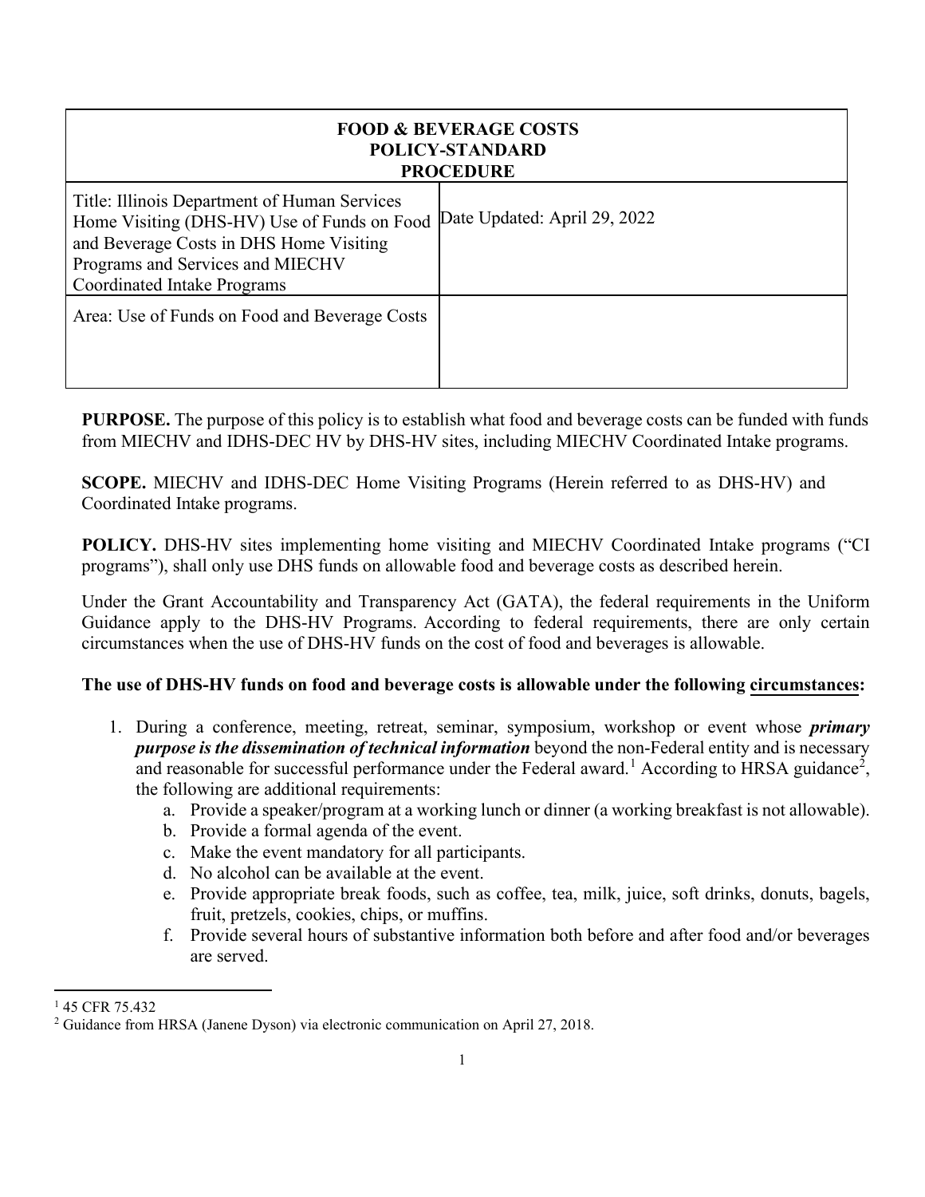| FOOD & BEVERAGE COSTS<br>POLICY-STANDARD<br>PROCEDURE | |
|---|---|
| Title: Illinois Department of Human Services Home Visiting (DHS-HV) Use of Funds on Food and Beverage Costs in DHS Home Visiting Programs and Services and MIECHV Coordinated Intake Programs | Date Updated: April 29, 2022 |
| Area: Use of Funds on Food and Beverage Costs | |

**PURPOSE.** The purpose of this policy is to establish what food and beverage costs can be funded with funds from MIECHV and IDHS-DEC HV by DHS-HV sites, including MIECHV Coordinated Intake programs.

**SCOPE.** MIECHV and IDHS-DEC Home Visiting Programs (Herein referred to as DHS-HV) and Coordinated Intake programs.

**POLICY.** DHS-HV sites implementing home visiting and MIECHV Coordinated Intake programs ("CI programs"), shall only use DHS funds on allowable food and beverage costs as described herein.

Under the Grant Accountability and Transparency Act (GATA), the federal requirements in the Uniform Guidance apply to the DHS-HV Programs. According to federal requirements, there are only certain circumstances when the use of DHS-HV funds on the cost of food and beverages is allowable.

**The use of DHS-HV funds on food and beverage costs is allowable under the following circumstances:**

1. During a conference, meeting, retreat, seminar, symposium, workshop or event whose ***primary purpose is the dissemination of technical information*** beyond the non-Federal entity and is necessary and reasonable for successful performance under the Federal award.[1] According to HRSA guidance[2], the following are additional requirements:
   a. Provide a speaker/program at a working lunch or dinner (a working breakfast is not allowable).
   b. Provide a formal agenda of the event.
   c. Make the event mandatory for all participants.
   d. No alcohol can be available at the event.
   e. Provide appropriate break foods, such as coffee, tea, milk, juice, soft drinks, donuts, bagels, fruit, pretzels, cookies, chips, or muffins.
   f. Provide several hours of substantive information both before and after food and/or beverages are served.

[1] 45 CFR 75.432

[2] Guidance from HRSA (Janene Dyson) via electronic communication on April 27, 2018.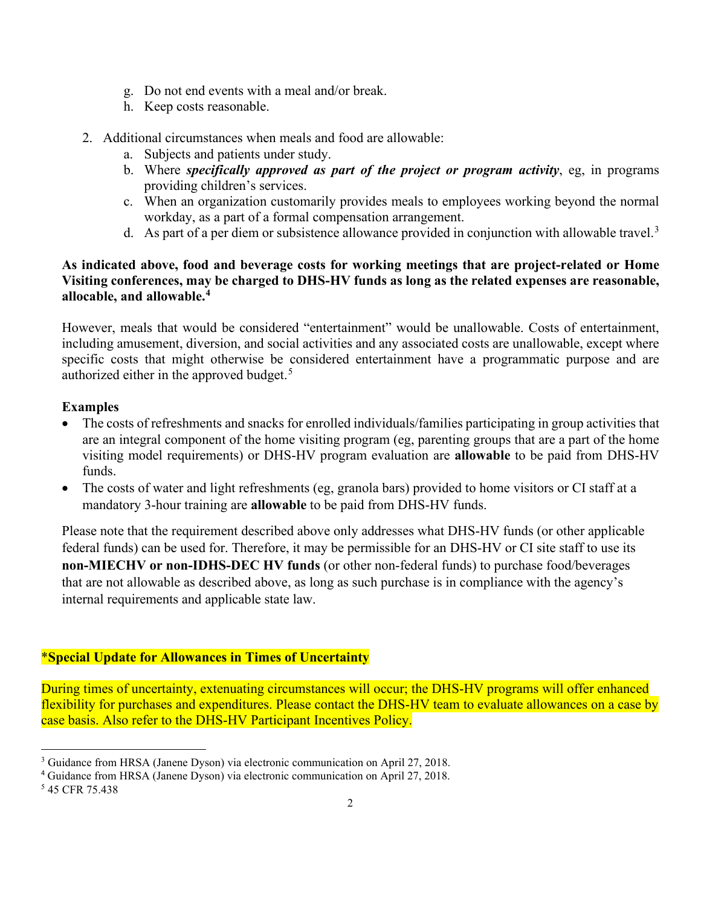g. Do not end events with a meal and/or break.
h. Keep costs reasonable.

2. Additional circumstances when meals and food are allowable:
   a. Subjects and patients under study.
   b. Where ***specifically approved as part of the project or program activity***, eg, in programs providing children's services.
   c. When an organization customarily provides meals to employees working beyond the normal workday, as a part of a formal compensation arrangement.
   d. As part of a per diem or subsistence allowance provided in conjunction with allowable travel.[3]

**As indicated above, food and beverage costs for working meetings that are project-related or Home Visiting conferences, may be charged to DHS-HV funds as long as the related expenses are reasonable, allocable, and allowable.[4]**

However, meals that would be considered "entertainment" would be unallowable. Costs of entertainment, including amusement, diversion, and social activities and any associated costs are unallowable, except where specific costs that might otherwise be considered entertainment have a programmatic purpose and are authorized either in the approved budget.[5]

**Examples**

- The costs of refreshments and snacks for enrolled individuals/families participating in group activities that are an integral component of the home visiting program (eg, parenting groups that are a part of the home visiting model requirements) or DHS-HV program evaluation are **allowable** to be paid from DHS-HV funds.
- The costs of water and light refreshments (eg, granola bars) provided to home visitors or CI staff at a mandatory 3-hour training are **allowable** to be paid from DHS-HV funds.

Please note that the requirement described above only addresses what DHS-HV funds (or other applicable federal funds) can be used for. Therefore, it may be permissible for an DHS-HV or CI site staff to use its **non-MIECHV or non-IDHS-DEC HV funds** (or other non-federal funds) to purchase food/beverages that are not allowable as described above, as long as such purchase is in compliance with the agency's internal requirements and applicable state law.

**\*Special Update for Allowances in Times of Uncertainty**

During times of uncertainty, extenuating circumstances will occur; the DHS-HV programs will offer enhanced flexibility for purchases and expenditures. Please contact the DHS-HV team to evaluate allowances on a case by case basis. Also refer to the DHS-HV Participant Incentives Policy.

---

[3] Guidance from HRSA (Janene Dyson) via electronic communication on April 27, 2018.

[4] Guidance from HRSA (Janene Dyson) via electronic communication on April 27, 2018.

[5] 45 CFR 75.438